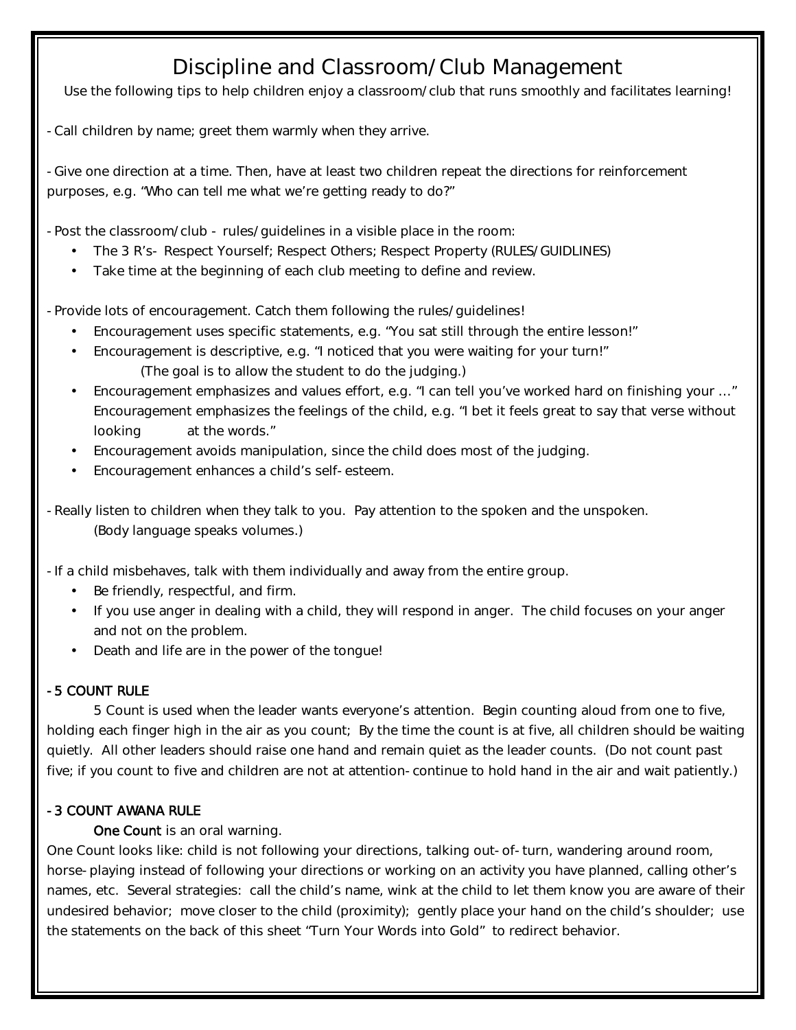# Discipline and Classroom/Club Management

Use the following tips to help children enjoy a classroom/club that runs smoothly and facilitates learning!

- Call children by name; greet them warmly when they arrive.

- Give one direction at a time. Then, have at least two children repeat the directions for reinforcement purposes, e.g. "Who can tell me what we're getting ready to do?"

- Post the classroom/club - rules/guidelines in a visible place in the room:
  - The 3 R's- Respect Yourself; Respect Others; Respect Property (RULES/GUIDLINES)
  - Take time at the beginning of each club meeting to define and review.

- Provide lots of encouragement. Catch them following the rules/guidelines!
  - Encouragement uses specific statements, e.g. "You sat still through the entire lesson!"
  - Encouragement is descriptive, e.g. "I noticed that you were waiting for your turn!"
    (The goal is to allow the student to do the judging.)
  - Encouragement emphasizes and values effort, e.g. "I can tell you've worked hard on finishing your …" Encouragement emphasizes the feelings of the child, e.g. "I bet it feels great to say that verse without looking at the words."
  - Encouragement avoids manipulation, since the child does most of the judging.
  - Encouragement enhances a child's self-esteem.

- Really listen to children when they talk to you. Pay attention to the spoken and the unspoken.
  (Body language speaks volumes.)

- If a child misbehaves, talk with them individually and away from the entire group.
  - Be friendly, respectful, and firm.
  - If you use anger in dealing with a child, they will respond in anger. The child focuses on your anger and not on the problem.
  - Death and life are in the power of the tongue!

**- 5 COUNT RULE**

5 Count is used when the leader wants everyone's attention. Begin counting aloud from one to five, holding each finger high in the air as you count; By the time the count is at five, all children should be waiting quietly. All other leaders should raise one hand and remain quiet as the leader counts. (Do not count past five; if you count to five and children are not at attention- continue to hold hand in the air and wait patiently.)

**- 3 COUNT AWANA RULE**

**One Count** is an oral warning.

One Count looks like: child is not following your directions, talking out-of-turn, wandering around room, horse-playing instead of following your directions or working on an activity you have planned, calling other's names, etc. Several strategies: call the child's name, wink at the child to let them know you are aware of their undesired behavior; move closer to the child (proximity); gently place your hand on the child's shoulder; use the statements on the back of this sheet "Turn Your Words into Gold" to redirect behavior.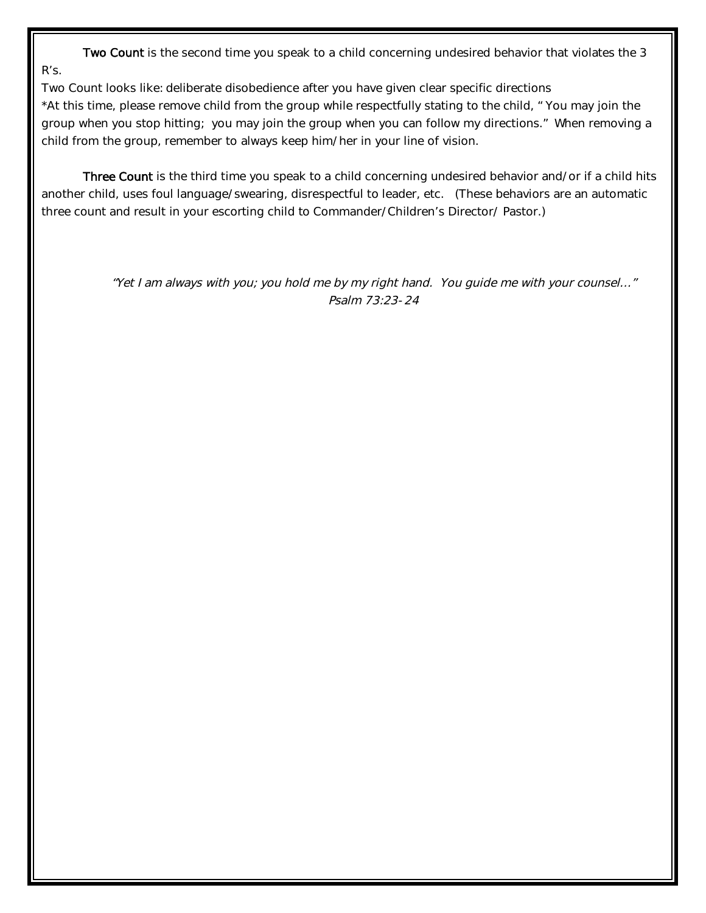**Two Count** is the second time you speak to a child concerning undesired behavior that violates the 3 R's.

Two Count looks like: deliberate disobedience after you have given clear specific directions

*At this time, please remove child from the group while respectfully stating to the child, " You may join the group when you stop hitting; you may join the group when you can follow my directions." When removing a child from the group, remember to always keep him/her in your line of vision.

**Three Count** is the third time you speak to a child concerning undesired behavior and/or if a child hits another child, uses foul language/swearing, disrespectful to leader, etc. (These behaviors are an automatic three count and result in your escorting child to Commander/Children's Director/ Pastor.)

*"Yet I am always with you; you hold me by my right hand. You guide me with your counsel…"*
*Psalm 73:23-24*